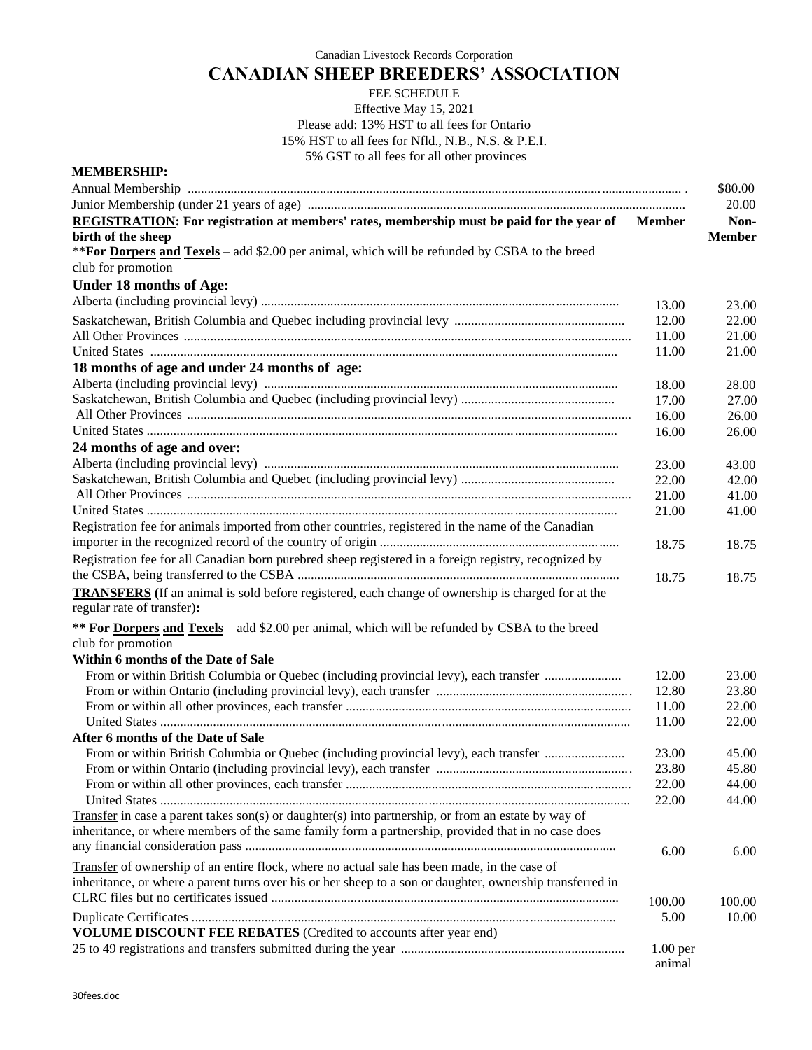Canadian Livestock Records Corporation

# CANADIAN SHEEP BREEDERS' ASSOCIATION

FEE SCHEDULE

Effective May 15, 2021

Please add: 13% HST to all fees for Ontario

15% HST to all fees for Nfld., N.B., N.S. & P.E.I.

5% GST to all fees for all other provinces

**MEMBERSHIP:**

| | | |
|---|---|---|
| Annual Membership | | $80.00 |
| Junior Membership (under 21 years of age) | | 20.00 |
| **REGISTRATION: For registration at members' rates, membership must be paid for the year of birth of the sheep** | **Member** | **Non-Member** |
| **For Dorpers and Texels – add $2.00 per animal, which will be refunded by CSBA to the breed club for promotion | | |
| **Under 18 months of Age:** | | |
| Alberta (including provincial levy) | 13.00 | 23.00 |
| Saskatchewan, British Columbia and Quebec including provincial levy | 12.00 | 22.00 |
| All Other Provinces | 11.00 | 21.00 |
| United States | 11.00 | 21.00 |
| **18 months of age and under 24 months of age:** | | |
| Alberta (including provincial levy) | 18.00 | 28.00 |
| Saskatchewan, British Columbia and Quebec (including provincial levy) | 17.00 | 27.00 |
| All Other Provinces | 16.00 | 26.00 |
| United States | 16.00 | 26.00 |
| **24 months of age and over:** | | |
| Alberta (including provincial levy) | 23.00 | 43.00 |
| Saskatchewan, British Columbia and Quebec (including provincial levy) | 22.00 | 42.00 |
| All Other Provinces | 21.00 | 41.00 |
| United States | 21.00 | 41.00 |
| Registration fee for animals imported from other countries, registered in the name of the Canadian importer in the recognized record of the country of origin | 18.75 | 18.75 |
| Registration fee for all Canadian born purebred sheep registered in a foreign registry, recognized by the CSBA, being transferred to the CSBA | 18.75 | 18.75 |
| **TRANSFERS (**If an animal is sold before registered, each change of ownership is charged for at the regular rate of transfer)**:** | | |
| **** For Dorpers and Texels** – add $2.00 per animal, which will be refunded by CSBA to the breed club for promotion | | |
| **Within 6 months of the Date of Sale** | | |
| From or within British Columbia or Quebec (including provincial levy), each transfer | 12.00 | 23.00 |
| From or within Ontario (including provincial levy), each transfer | 12.80 | 23.80 |
| From or within all other provinces, each transfer | 11.00 | 22.00 |
| United States | 11.00 | 22.00 |
| **After 6 months of the Date of Sale** | | |
| From or within British Columbia or Quebec (including provincial levy), each transfer | 23.00 | 45.00 |
| From or within Ontario (including provincial levy), each transfer | 23.80 | 45.80 |
| From or within all other provinces, each transfer | 22.00 | 44.00 |
| United States | 22.00 | 44.00 |
| Transfer in case a parent takes son(s) or daughter(s) into partnership, or from an estate by way of inheritance, or where members of the same family form a partnership, provided that in no case does any financial consideration pass | 6.00 | 6.00 |
| Transfer of ownership of an entire flock, where no actual sale has been made, in the case of inheritance, or where a parent turns over his or her sheep to a son or daughter, ownership transferred in CLRC files but no certificates issued | 100.00 | 100.00 |
| Duplicate Certificates | 5.00 | 10.00 |
| **VOLUME DISCOUNT FEE REBATES** (Credited to accounts after year end) | | |
| 25 to 49 registrations and transfers submitted during the year | 1.00 per animal | |

30fees.doc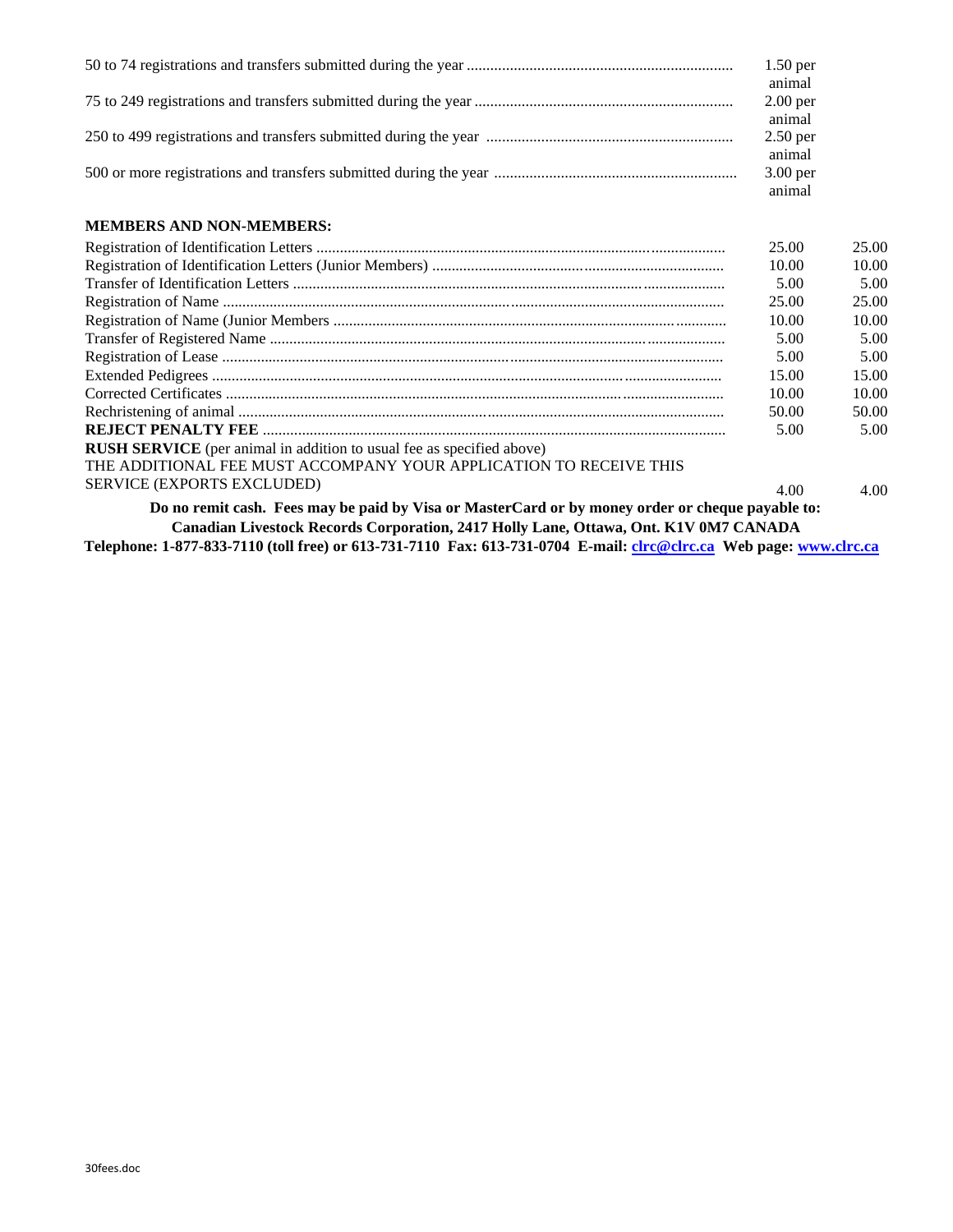| | | |
|---|---|---|
| 50 to 74 registrations and transfers submitted during the year | 1.50 per animal | |
| 75 to 249 registrations and transfers submitted during the year | 2.00 per animal | |
| 250 to 499 registrations and transfers submitted during the year | 2.50 per animal | |
| 500 or more registrations and transfers submitted during the year | 3.00 per animal | |

**MEMBERS AND NON-MEMBERS:**

| | | |
|---|---|---|
| Registration of Identification Letters | 25.00 | 25.00 |
| Registration of Identification Letters (Junior Members) | 10.00 | 10.00 |
| Transfer of Identification Letters | 5.00 | 5.00 |
| Registration of Name | 25.00 | 25.00 |
| Registration of Name (Junior Members | 10.00 | 10.00 |
| Transfer of Registered Name | 5.00 | 5.00 |
| Registration of Lease | 5.00 | 5.00 |
| Extended Pedigrees | 15.00 | 15.00 |
| Corrected Certificates | 10.00 | 10.00 |
| Rechristening of animal | 50.00 | 50.00 |
| **REJECT PENALTY FEE** | 5.00 | 5.00 |
| **RUSH SERVICE** (per animal in addition to usual fee as specified above) THE ADDITIONAL FEE MUST ACCOMPANY YOUR APPLICATION TO RECEIVE THIS SERVICE (EXPORTS EXCLUDED) | 4.00 | 4.00 |

**Do no remit cash. Fees may be paid by Visa or MasterCard or by money order or cheque payable to:**
**Canadian Livestock Records Corporation, 2417 Holly Lane, Ottawa, Ont. K1V 0M7 CANADA**
**Telephone: 1-877-833-7110 (toll free) or 613-731-7110 Fax: 613-731-0704 E-mail: clrc@clrc.ca Web page: www.clrc.ca**